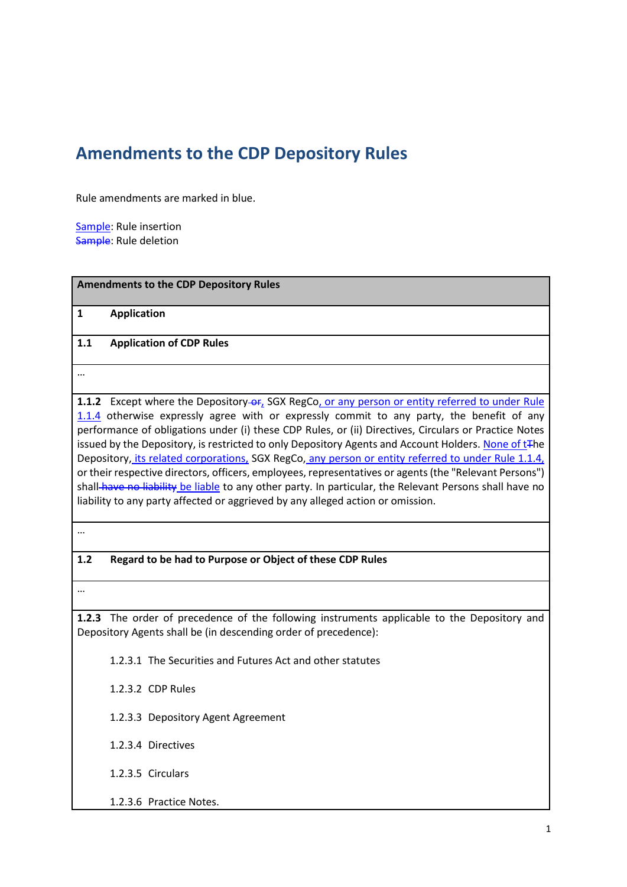# Amendments to the CDP Depository Rules

Rule amendments are marked in blue.

Sample: Rule insertion
~~Sample~~: Rule deletion

| Amendments to the CDP Depository Rules |
|---|
| **1 Application** |
| **1.1 Application of CDP Rules** |
| … |
| **1.1.2** Except where the Depository ~~or~~, SGX RegCo, or any person or entity referred to under Rule 1.1.4 otherwise expressly agree with or expressly commit to any party, the benefit of any performance of obligations under (i) these CDP Rules, or (ii) Directives, Circulars or Practice Notes issued by the Depository, is restricted to only Depository Agents and Account Holders. None of t~~T~~he Depository, its related corporations, SGX RegCo, any person or entity referred to under Rule 1.1.4, or their respective directors, officers, employees, representatives or agents (the "Relevant Persons") shall ~~have no liability~~ be liable to any other party. In particular, the Relevant Persons shall have no liability to any party affected or aggrieved by any alleged action or omission. |
| … |
| **1.2 Regard to be had to Purpose or Object of these CDP Rules** |
| … |
| **1.2.3** The order of precedence of the following instruments applicable to the Depository and Depository Agents shall be (in descending order of precedence):<br><br>1.2.3.1 The Securities and Futures Act and other statutes<br><br>1.2.3.2 CDP Rules<br><br>1.2.3.3 Depository Agent Agreement<br><br>1.2.3.4 Directives<br><br>1.2.3.5 Circulars<br><br>1.2.3.6 Practice Notes. |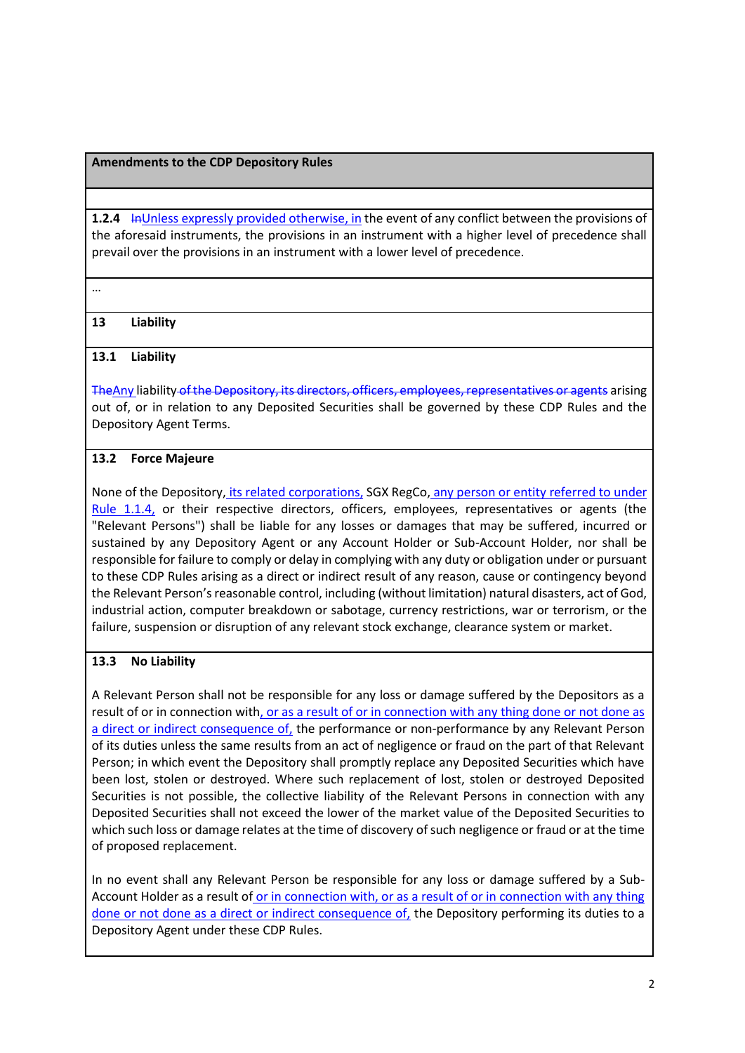**Amendments to the CDP Depository Rules**

**1.2.4** ~~In~~<u>Unless expressly provided otherwise, in</u> the event of any conflict between the provisions of the aforesaid instruments, the provisions in an instrument with a higher level of precedence shall prevail over the provisions in an instrument with a lower level of precedence.

…

**13 Liability**

**13.1 Liability**

~~The~~<u>Any</u> liability ~~of the Depository, its directors, officers, employees, representatives or agents~~ arising out of, or in relation to any Deposited Securities shall be governed by these CDP Rules and the Depository Agent Terms.

**13.2 Force Majeure**

None of the Depository,<u> its related corporations,</u> SGX RegCo,<u> any person or entity referred to under Rule 1.1.4,</u> or their respective directors, officers, employees, representatives or agents (the "Relevant Persons") shall be liable for any losses or damages that may be suffered, incurred or sustained by any Depository Agent or any Account Holder or Sub-Account Holder, nor shall be responsible for failure to comply or delay in complying with any duty or obligation under or pursuant to these CDP Rules arising as a direct or indirect result of any reason, cause or contingency beyond the Relevant Person's reasonable control, including (without limitation) natural disasters, act of God, industrial action, computer breakdown or sabotage, currency restrictions, war or terrorism, or the failure, suspension or disruption of any relevant stock exchange, clearance system or market.

**13.3 No Liability**

A Relevant Person shall not be responsible for any loss or damage suffered by the Depositors as a result of or in connection with<u>, or as a result of or in connection with any thing done or not done as a direct or indirect consequence of,</u> the performance or non-performance by any Relevant Person of its duties unless the same results from an act of negligence or fraud on the part of that Relevant Person; in which event the Depository shall promptly replace any Deposited Securities which have been lost, stolen or destroyed. Where such replacement of lost, stolen or destroyed Deposited Securities is not possible, the collective liability of the Relevant Persons in connection with any Deposited Securities shall not exceed the lower of the market value of the Deposited Securities to which such loss or damage relates at the time of discovery of such negligence or fraud or at the time of proposed replacement.

In no event shall any Relevant Person be responsible for any loss or damage suffered by a Sub-Account Holder as a result of<u> or in connection with, or as a result of or in connection with any thing done or not done as a direct or indirect consequence of,</u> the Depository performing its duties to a Depository Agent under these CDP Rules.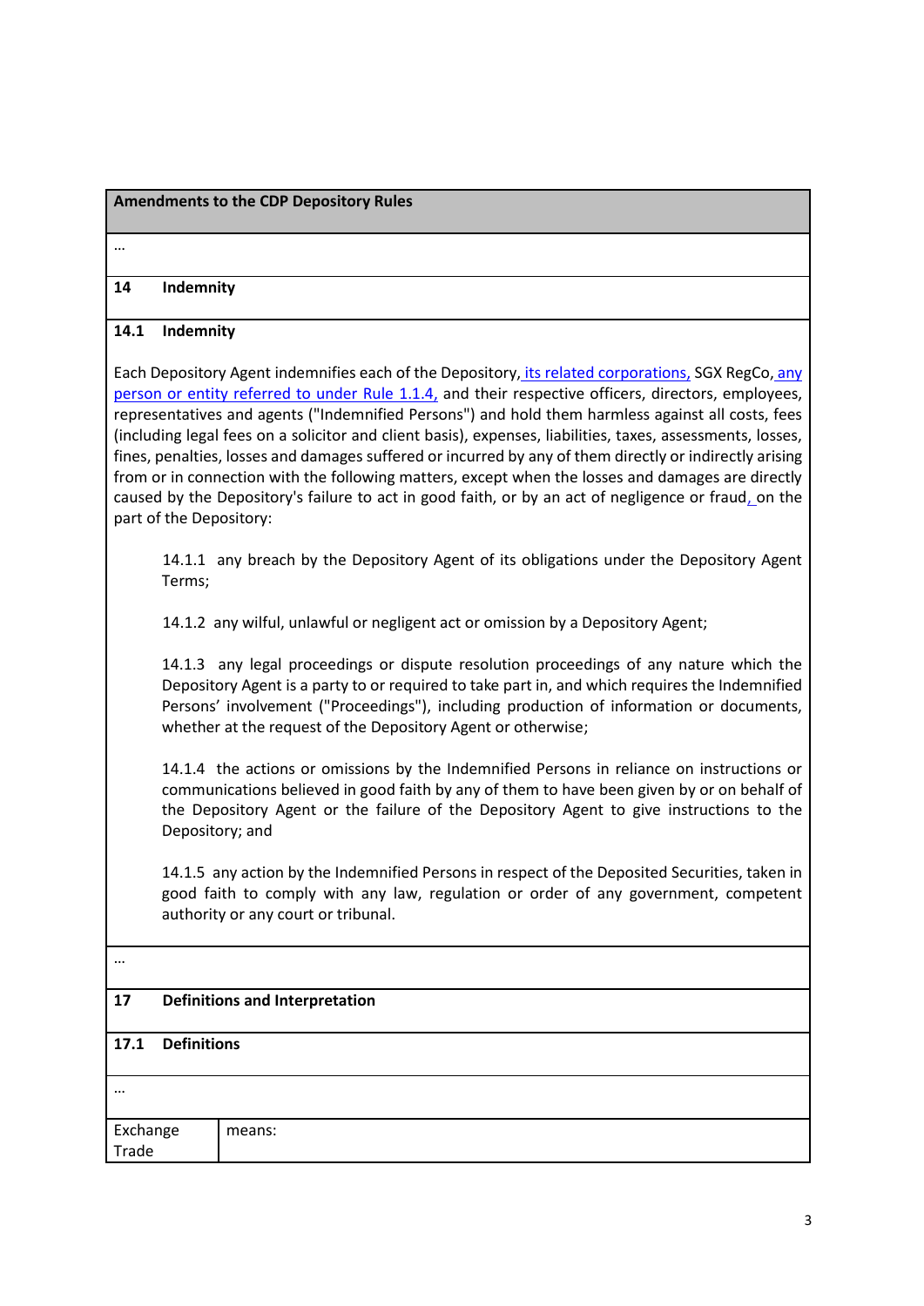**Amendments to the CDP Depository Rules**

…

**14 Indemnity**

**14.1 Indemnity**

Each Depository Agent indemnifies each of the Depository, its related corporations, SGX RegCo, any person or entity referred to under Rule 1.1.4, and their respective officers, directors, employees, representatives and agents ("Indemnified Persons") and hold them harmless against all costs, fees (including legal fees on a solicitor and client basis), expenses, liabilities, taxes, assessments, losses, fines, penalties, losses and damages suffered or incurred by any of them directly or indirectly arising from or in connection with the following matters, except when the losses and damages are directly caused by the Depository's failure to act in good faith, or by an act of negligence or fraud, on the part of the Depository:

> 14.1.1 any breach by the Depository Agent of its obligations under the Depository Agent Terms;
>
> 14.1.2 any wilful, unlawful or negligent act or omission by a Depository Agent;
>
> 14.1.3 any legal proceedings or dispute resolution proceedings of any nature which the Depository Agent is a party to or required to take part in, and which requires the Indemnified Persons' involvement ("Proceedings"), including production of information or documents, whether at the request of the Depository Agent or otherwise;
>
> 14.1.4 the actions or omissions by the Indemnified Persons in reliance on instructions or communications believed in good faith by any of them to have been given by or on behalf of the Depository Agent or the failure of the Depository Agent to give instructions to the Depository; and
>
> 14.1.5 any action by the Indemnified Persons in respect of the Deposited Securities, taken in good faith to comply with any law, regulation or order of any government, competent authority or any court or tribunal.

…

**17 Definitions and Interpretation**

**17.1 Definitions**

…

| Exchange Trade | means: |
|---|---|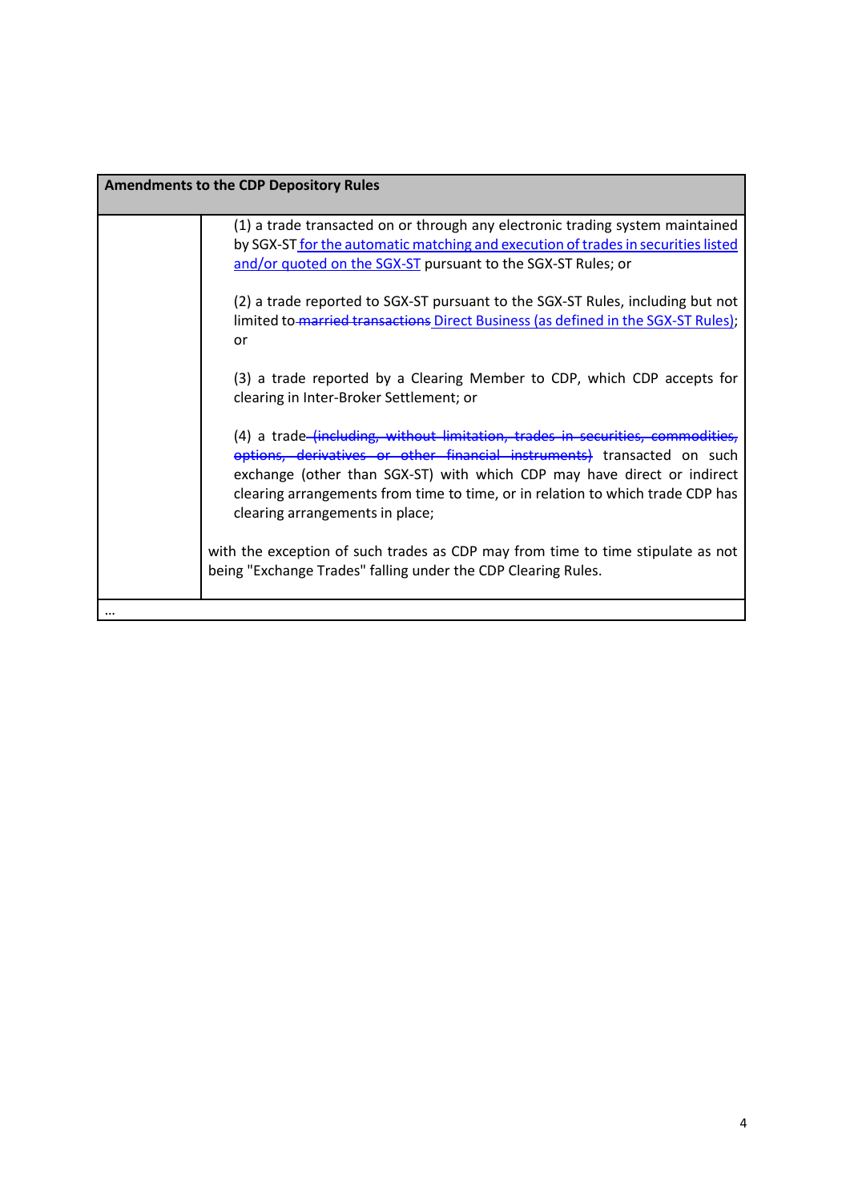| Amendments to the CDP Depository Rules | |
|---|---|
| | (1) a trade transacted on or through any electronic trading system maintained by SGX-ST <u>for the automatic matching and execution of trades in securities listed and/or quoted on the SGX-ST</u> pursuant to the SGX-ST Rules; or<br><br>(2) a trade reported to SGX-ST pursuant to the SGX-ST Rules, including but not limited to ~~married transactions~~ <u>Direct Business (as defined in the SGX-ST Rules)</u>; or<br><br>(3) a trade reported by a Clearing Member to CDP, which CDP accepts for clearing in Inter-Broker Settlement; or<br><br>(4) a trade ~~(including, without limitation, trades in securities, commodities, options, derivatives or other financial instruments)~~ transacted on such exchange (other than SGX-ST) with which CDP may have direct or indirect clearing arrangements from time to time, or in relation to which trade CDP has clearing arrangements in place;<br><br>with the exception of such trades as CDP may from time to time stipulate as not being "Exchange Trades" falling under the CDP Clearing Rules. |
| … | |